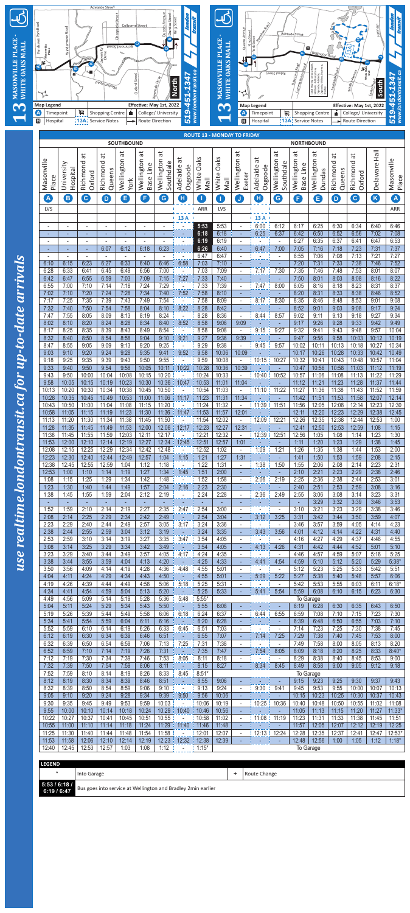# 13 MASONVILLE PLACE - WHITE OAKS MALL

**Effective: May 1st, 2022**

**519-451-1347** · **www.londontransit.ca**

**Map Legend:** Ⓐ Timepoint · Shopping Centre · College/University · Hospital · 13A Service Notes · Route Direction

*use realtime.londontransit.ca for up-to-date arrivals*

## ROUTE 13 - MONDAY TO FRIDAY

| SOUTHBOUND | | | | | | | | | NORTHBOUND | | | | | | | | | |
|---|---|---|---|---|---|---|---|---|---|---|---|---|---|---|---|---|---|---|
| Masonville Place | University Hospital | Richmond at Oxford | Richmond at Queens | Wellington at York | Wellington at Base Line | Wellington at Southdale | Adelaide at Osgoode | White Oaks Mall | White Oaks Mall | Wellington at Exeter | Adelaide at Osgoode | Wellington at Southdale | Wellington at Base Line | Wellington at Dundas | Richmond at Queens | Richmond at Oxford | Delaware Hall | Masonville Place |
| A | B | C | D | E | F | G | H | I | I | J | H | G | F | E | D | C | K | A |
| LVS | | | | | | | | ARR | LVS | | | | | | | | | ARR |
| | | | | | | | 13 A | | | | 13 A | | | | | | | |
| - | - | - | - | - | - | - | - | 5:53 | 5:53 | - | 6:00 | 6:12 | 6:17 | 6:25 | 6:30 | 6:34 | 6:40 | 6:46 |
| - | - | - | - | - | - | - | - | 6:18 | 6:18 | - | 6:25 | 6:37 | 6:42 | 6:50 | 6:52 | 6:56 | 7:02 | 7:08 |
| - | - | - | - | - | - | - | - | 6:19 | 6:19 | - | - | - | 6:27 | 6:35 | 6:37 | 6:41 | 6:47 | 6:53 |
| - | - | - | 6:07 | 6:12 | 6:18 | 6:23 | - | 6:26 | 6:40 | - | 6:47 | 7:00 | 7:05 | 7:16 | 7:18 | 7:23 | 7:31 | 7:37 |
| - | - | - | - | - | - | - | - | 6:47 | 6:47 | - | - | - | 6:55 | 7:06 | 7:08 | 7:13 | 7:21 | 7:27 |
| 6:10 | 6:15 | 6:23 | 6:27 | 6:33 | 6:40 | 6:46 | 6:58 | 7:03 | 7:10 | - | - | - | 7:20 | 7:31 | 7:33 | 7:38 | 7:46 | 7:52 |
| 6:28 | 6:33 | 6:41 | 6:45 | 6:49 | 6:56 | 7:00 | - | 7:03 | 7:09 | - | 7:17 | 7:30 | 7:35 | 7:46 | 7:48 | 7:53 | 8:01 | 8:07 |
| 6:42 | 6:47 | 6:55 | 6:59 | 7:03 | 7:09 | 7:15 | 7:27 | 7:33 | 7:40 | - | - | - | 7:50 | 8:01 | 8:03 | 8:08 | 8:16 | 8:22 |
| 6:55 | 7:00 | 7:10 | 7:14 | 7:18 | 7:24 | 7:29 | - | 7:33 | 7:39 | - | 7:47 | 8:00 | 8:05 | 8:16 | 8:18 | 8:23 | 8:31 | 8:37 |
| 7:02 | 7:10 | 7:20 | 7:24 | 7:28 | 7:34 | 7:40 | 7:52 | 7:58 | 8:10 | - | - | - | 8:20 | 8:31 | 8:33 | 8:38 | 8:46 | 8:52 |
| 7:17 | 7:25 | 7:35 | 7:39 | 7:43 | 7:49 | 7:54 | - | 7:58 | 8:09 | - | 8:17 | 8:30 | 8:35 | 8:46 | 8:48 | 8:53 | 9:01 | 9:08 |
| 7:32 | 7:40 | 7:50 | 7:54 | 7:58 | 8:04 | 8:10 | 8:22 | 8:28 | 8:42 | - | - | - | 8:52 | 9:01 | 9:03 | 9:08 | 9:17 | 9:24 |
| 7:47 | 7:55 | 8:05 | 8:09 | 8:13 | 8:19 | 8:24 | - | 8:28 | 8:36 | - | 8:44 | 8:57 | 9:02 | 9:11 | 9:13 | 9:18 | 9:27 | 9:34 |
| 8:02 | 8:10 | 8:20 | 8:24 | 8:28 | 8:34 | 8:40 | 8:52 | 8:58 | 9:06 | 9:09 | - | - | 9:17 | 9:26 | 9:28 | 9:33 | 9:42 | 9:49 |
| 8:17 | 8:25 | 8:35 | 8:39 | 8:43 | 8:49 | 8:54 | - | 8:58 | 9:08 | - | 9:15 | 9:27 | 9:32 | 9:41 | 9:43 | 9:48 | 9:57 | 10:04 |
| 8:32 | 8:40 | 8:50 | 8:54 | 8:58 | 9:04 | 9:10 | 9:21 | 9:27 | 9:36 | 9:39 | - | - | 9:47 | 9:56 | 9:58 | 10:03 | 10:12 | 10:19 |
| 8:47 | 8:55 | 9:05 | 9:09 | 9:13 | 9:20 | 9:25 | - | 9:29 | 9:38 | - | 9:45 | 9:57 | 10:02 | 10:11 | 10:13 | 10:18 | 10:27 | 10:34 |
| 9:03 | 9:10 | 9:20 | 9:24 | 9:28 | 9:35 | 9:41 | 9:52 | 9:58 | 10:06 | 10:09 | - | - | 10:17 | 10:26 | 10:28 | 10:33 | 10:42 | 10:49 |
| 9:18 | 9:25 | 9:35 | 9:39 | 9:43 | 9:50 | 9:55 | - | 9:59 | 10:08 | - | 10:15 | 10:27 | 10:32 | 10:41 | 10:43 | 10:48 | 10:57 | 11:04 |
| 9:33 | 9:40 | 9:50 | 9:54 | 9:58 | 10:05 | 10:11 | 10:22 | 10:28 | 10:36 | 10:39 | - | - | 10:47 | 10:56 | 10:58 | 11:03 | 11:12 | 11:19 |
| 9:43 | 9:50 | 10:00 | 10:04 | 10:08 | 10:15 | 10:20 | - | 10:24 | 10:33 | - | 10:40 | 10:52 | 10:57 | 11:06 | 11:08 | 11:13 | 11:22 | 11:29 |
| 9:58 | 10:05 | 10:15 | 10:19 | 10:23 | 10:30 | 10:36 | 10:47 | 10:53 | 11:01 | 11:04 | - | - | 11:12 | 11:21 | 11:23 | 11:28 | 11:37 | 11:44 |
| 10:13 | 10:20 | 10:30 | 10:34 | 10:38 | 10:45 | 10:50 | - | 10:54 | 11:03 | - | 11:10 | 11:22 | 11:27 | 11:36 | 11:38 | 11:43 | 11:52 | 11:59 |
| 10:28 | 10:35 | 10:45 | 10:49 | 10:53 | 11:00 | 11:06 | 11:17 | 11:23 | 11:31 | 11:34 | - | - | 11:42 | 11:51 | 11:53 | 11:58 | 12:07 | 12:14 |
| 10:43 | 10:50 | 11:00 | 11:04 | 11:08 | 11:15 | 11:20 | - | 11:24 | 11:32 | - | 11:39 | 11:51 | 11:56 | 12:05 | 12:08 | 12:14 | 12:23 | 12:30 |
| 10:58 | 11:05 | 11:15 | 11:19 | 11:23 | 11:30 | 11:36 | 11:47 | 11:53 | 11:57 | 12:01 | - | - | 12:11 | 12:20 | 12:23 | 12:29 | 12:38 | 12:45 |
| 11:13 | 11:20 | 11:30 | 11:34 | 11:38 | 11:45 | 11:50 | - | 11:54 | 12:02 | - | 12:09 | 12:21 | 12:26 | 12:35 | 12:38 | 12:44 | 12:53 | 1:00 |
| 11:28 | 11:35 | 11:45 | 11:49 | 11:53 | 12:00 | 12:06 | 12:17 | 12:23 | 12:27 | 12:31 | - | - | 12:41 | 12:50 | 12:53 | 12:59 | 1:08 | 1:15 |
| 11:38 | 11:45 | 11:55 | 11:59 | 12:03 | 12:11 | 12:17 | - | 12:21 | 12:32 | - | 12:39 | 12:51 | 12:56 | 1:05 | 1:08 | 1:14 | 1:23 | 1:30 |
| 11:53 | 12:00 | 12:10 | 12:14 | 12:19 | 12:27 | 12:34 | 12:45 | 12:51 | 12:57 | 1:01 | - | - | 1:11 | 1:20 | 1:23 | 1:29 | 1:38 | 1:45 |
| 12:08 | 12:15 | 12:25 | 12:29 | 12:34 | 12:42 | 12:48 | - | 12:52 | 1:02 | - | 1:09 | 1:21 | 1:26 | 1:35 | 1:38 | 1:44 | 1:53 | 2:00 |
| 12:23 | 12:30 | 12:40 | 12:44 | 12:49 | 12:57 | 1:04 | 1:15 | 1:21 | 1:27 | 1:31 | - | - | 1:41 | 1:50 | 1:53 | 1:59 | 2:08 | 2:15 |
| 12:38 | 12:45 | 12:55 | 12:59 | 1:04 | 1:12 | 1:18 | - | 1:22 | 1:31 | - | 1:38 | 1:50 | 1:55 | 2:06 | 2:08 | 2:14 | 2:23 | 2:31 |
| 12:53 | 1:00 | 1:10 | 1:14 | 1:19 | 1:27 | 1:34 | 1:45 | 1:51 | 2:00 | - | - | - | 2:10 | 2:21 | 2:23 | 2:29 | 2:38 | 2:46 |
| 1:08 | 1:15 | 1:25 | 1:29 | 1:34 | 1:42 | 1:48 | - | 1:52 | 1:58 | - | 2:06 | 2:19 | 2:25 | 2:36 | 2:38 | 2:44 | 2:53 | 3:01 |
| 1:23 | 1:30 | 1:40 | 1:44 | 1:49 | 1:57 | 2:04 | 2:16 | 2:23 | 2:30 | - | - | - | 2:40 | 2:51 | 2:53 | 2:59 | 3:08 | 3:16 |
| 1:38 | 1:45 | 1:55 | 1:59 | 2:04 | 2:12 | 2:19 | - | 2:24 | 2:28 | - | 2:36 | 2:49 | 2:55 | 3:06 | 3:08 | 3:14 | 3:23 | 3:31 |
| - | - | - | - | - | - | - | - | - | - | - | - | - | - | 3:29 | 3:32 | 3:39 | 3:46 | 3:53 |
| 1:52 | 1:59 | 2:10 | 2:14 | 2:19 | 2:27 | 2:35 | 2:47 | 2:54 | 3:00 | - | - | - | 3:10 | 3:21 | 3:23 | 3:29 | 3:38 | 3:46 |
| 2:08 | 2:14 | 2:25 | 2:29 | 2:34 | 2:42 | 2:49 | - | 2:54 | 3:04 | - | 3:12 | 3:25 | 3:31 | 3:42 | 3:44 | 3:50 | 3:59 | 4:07 |
| 2:23 | 2:29 | 2:40 | 2:44 | 2:49 | 2:57 | 3:05 | 3:17 | 3:24 | 3:36 | - | - | - | 3:46 | 3:57 | 3:59 | 4:05 | 4:14 | 4:23 |
| 2:38 | 2:44 | 2:55 | 2:59 | 3:04 | 3:12 | 3:19 | - | 3:24 | 3:35 | - | 3:43 | 3:56 | 4:01 | 4:12 | 4:14 | 4:22 | 4:31 | 4:40 |
| 2:53 | 2:59 | 3:10 | 3:14 | 3:19 | 3:27 | 3:35 | 3:47 | 3:54 | 4:05 | - | - | - | 4:16 | 4:27 | 4:29 | 4:37 | 4:46 | 4:55 |
| 3:08 | 3:14 | 3:25 | 3:29 | 3:34 | 3:42 | 3:49 | - | 3:54 | 4:05 | - | 4:13 | 4:26 | 4:31 | 4:42 | 4:44 | 4:52 | 5:01 | 5:10 |
| 3:23 | 3:29 | 3:40 | 3:44 | 3:49 | 3:57 | 4:05 | 4:17 | 4:24 | 4:35 | - | - | - | 4:46 | 4:57 | 4:59 | 5:07 | 5:16 | 5:25 |
| 3:38 | 3:44 | 3:55 | 3:59 | 4:04 | 4:13 | 4:20 | - | 4:25 | 4:33 | - | 4:41 | 4:54 | 4:59 | 5:10 | 5:12 | 5:20 | 5:29 | 5:38* |
| 3:50 | 3:56 | 4:09 | 4:14 | 4:19 | 4:28 | 4:36 | 4:48 | 4:55 | 5:01 | - | - | - | 5:12 | 5:23 | 5:25 | 5:33 | 5:42 | 5:51 |
| 4:04 | 4:11 | 4:24 | 4:29 | 4:34 | 4:43 | 4:50 | - | 4:55 | 5:01 | - | 5:09 | 5:22 | 5:27 | 5:38 | 5:40 | 5:48 | 5:57 | 6:06 |
| 4:19 | 4:26 | 4:39 | 4:44 | 4:49 | 4:58 | 5:06 | 5:18 | 5:25 | 5:31 | - | - | - | 5:42 | 5:53 | 5:55 | 6:03 | 6:11 | 6:18* |
| 4:34 | 4:41 | 4:54 | 4:59 | 5:04 | 5:13 | 5:20 | - | 5:25 | 5:33 | - | 5:41 | 5:54 | 5:59 | 6:08 | 6:10 | 6:15 | 6:23 | 6:30 |
| 4:49 | 4:56 | 5:09 | 5:14 | 5:19 | 5:28 | 5:36 | 5:48 | 5:55* | | | | | To Garage | | | | | |
| 5:04 | 5:11 | 5:24 | 5:29 | 5:34 | 5:43 | 5:50 | - | 5:55 | 6:08 | - | - | - | 6:19 | 6:28 | 6:30 | 6:35 | 6:43 | 6:50 |
| 5:19 | 5:26 | 5:39 | 5:44 | 5:49 | 5:58 | 6:06 | 6:18 | 6:24 | 6:37 | - | 6:44 | 6:55 | 6:59 | 7:08 | 7:10 | 7:15 | 7:23 | 7:30 |
| 5:34 | 5:41 | 5:54 | 5:59 | 6:04 | 6:11 | 6:16 | - | 6:20 | 6:28 | - | - | - | 6:39 | 6:48 | 6:50 | 6:55 | 7:03 | 7:10 |
| 5:52 | 5:59 | 6:10 | 6:14 | 6:19 | 6:26 | 6:33 | 6:45 | 6:51 | 7:03 | - | - | - | 7:14 | 7:23 | 7:25 | 7:30 | 7:38 | 7:45 |
| 6:12 | 6:19 | 6:30 | 6:34 | 6:39 | 6:46 | 6:51 | - | 6:55 | 7:07 | - | 7:14 | 7:25 | 7:29 | 7:38 | 7:40 | 7:45 | 7:53 | 8:00 |
| 6:32 | 6:39 | 6:50 | 6:54 | 6:59 | 7:06 | 7:13 | 7:25 | 7:31 | 7:38 | - | - | - | 7:49 | 7:58 | 8:00 | 8:05 | 8:13 | 8:20 |
| 6:52 | 6:59 | 7:10 | 7:14 | 7:19 | 7:26 | 7:31 | - | 7:35 | 7:47 | - | 7:54 | 8:05 | 8:09 | 8:18 | 8:20 | 8:25 | 8:33 | 8:40* |
| 7:12 | 7:19 | 7:30 | 7:34 | 7:39 | 7:46 | 7:53 | 8:05 | 8:11 | 8:18 | - | - | - | 8:29 | 8:38 | 8:40 | 8:45 | 8:53 | 9:00 |
| 7:32 | 7:39 | 7:50 | 7:54 | 7:59 | 8:06 | 8:11 | - | 8:15 | 8:27 | - | 8:34 | 8:45 | 8:49 | 8:58 | 9:00 | 9:05 | 9:12 | 9:18 |
| 7:52 | 7:59 | 8:10 | 8:14 | 8:19 | 8:26 | 8:33 | 8:45 | 8:51* | | | | | To Garage | | | | | |
| 8:12 | 8:19 | 8:30 | 8:34 | 8:39 | 8:46 | 8:51 | - | 8:55 | 9:06 | - | - | - | 9:15 | 9:23 | 9:25 | 9:30 | 9:37 | 9:43 |
| 8:32 | 8:39 | 8:50 | 8:54 | 8:59 | 9:06 | 9:10 | - | 9:13 | 9:24 | - | 9:30 | 9:41 | 9:45 | 9:53 | 9:55 | 10:00 | 10:07 | 10:13 |
| 9:05 | 9:10 | 9:20 | 9:24 | 9:28 | 9:34 | 9:39 | 9:50 | 9:56 | 10:06 | - | - | - | 10:15 | 10:23 | 10:25 | 10:30 | 10:37 | 10:43 |
| 9:30 | 9:35 | 9:45 | 9:49 | 9:53 | 9:59 | 10:03 | - | 10:06 | 10:19 | - | 10:25 | 10:36 | 10:40 | 10:48 | 10:50 | 10:55 | 11:02 | 11:08 |
| 9:55 | 10:00 | 10:10 | 10:14 | 10:18 | 10:24 | 10:29 | 10:40 | 10:46 | 10:56 | - | - | - | 11:05 | 11:13 | 11:15 | 11:20 | 11:27 | 11:33* |
| 10:22 | 10:27 | 10:37 | 10:41 | 10:45 | 10:51 | 10:55 | - | 10:58 | 11:02 | - | 11:08 | 11:19 | 11:23 | 11:31 | 11:33 | 11:38 | 11:45 | 11:51 |
| 10:55 | 11:00 | 11:10 | 11:14 | 11:18 | 11:24 | 11:29 | 11:40 | 11:46 | 11:48 | - | - | - | 11:57 | 12:05 | 12:07 | 12:12 | 12:19 | 12:25 |
| 11:25 | 11:30 | 11:40 | 11:44 | 11:48 | 11:54 | 11:58 | - | 12:01 | 12:07 | - | 12:13 | 12:24 | 12:28 | 12:35 | 12:37 | 12:41 | 12:47 | 12:53* |
| 11:53 | 11:58 | 12:06 | 12:10 | 12:14 | 12:19 | 12:23 | 12:32 | 12:38 | 12:39 | - | - | - | 12:48 | 12:56 | 1:00 | 1:05 | 1:12 | 1:18* |
| 12:40 | 12:45 | 12:53 | 12:57 | 1:03 | 1:08 | 1:12 | - | 1:15* | | | | | To Garage | | | | | |

**LEGEND**

| | | | |
|---|---|---|---|
| * | Into Garage | + | Route Change |
| 5:53 / 6:18 / 6:19 / 6:47 | Bus goes into service at Wellington and Bradley 2min earlier | | |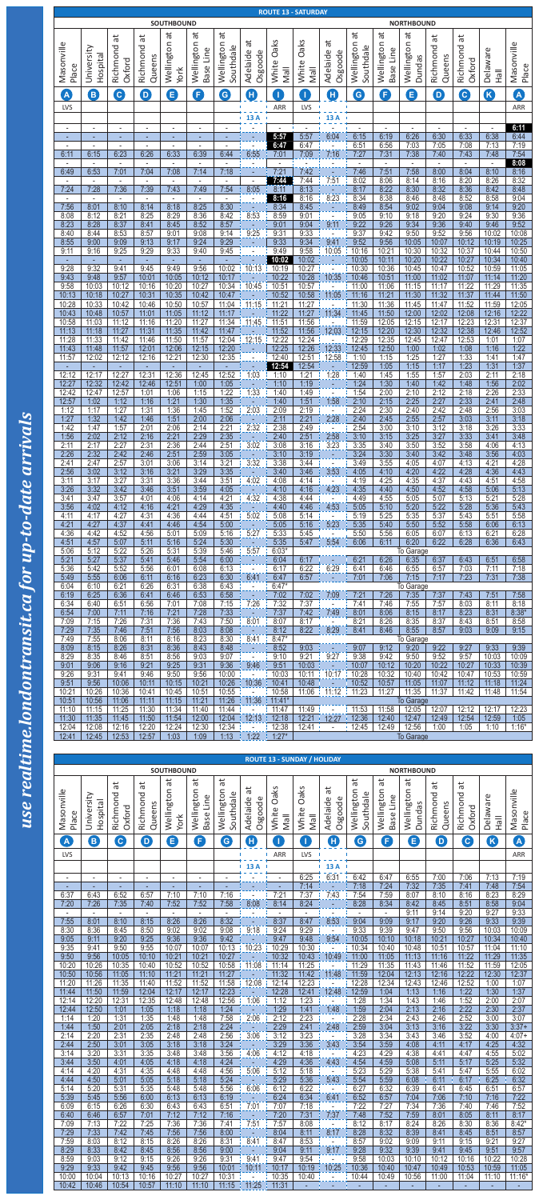use realtime.londontransit.ca for up-to-date arrivals

## ROUTE 13 - SATURDAY

| SOUTHBOUND | | | | | | | | | NORTHBOUND | | | | | | | | |
|---|---|---|---|---|---|---|---|---|---|---|---|---|---|---|---|---|---|
| Masonville Place | University Hospital | Richmond at Oxford | Richmond at Queens | Wellington at York | Wellington at Base Line | Wellington at Southdale | Adelaide at Osgoode | White Oaks Mall | White Oaks Mall | Adelaide at Osgoode | Wellington at Southdale | Wellington at Base Line | Wellington at Dundas | Richmond at Queens | Richmond at Oxford | Delaware Hall | Masonville Place |
| A | B | C | D | E | F | G | H | I | I | H | G | F | E | D | C | K | A |
| LVS | | | | | | | | ARR | LVS | | | | | | | | ARR |
| | | | | | | | 13 A | | | 13 A | | | | | | | |
| - | - | - | - | - | - | - | - | - | - | - | - | - | - | - | - | - | **6:11** |
| - | - | - | - | - | - | - | - | **5:57** | 5:57 | 6:04 | 6:15 | 6:19 | 6:26 | 6:30 | 6:33 | 6:38 | 6:44 |
| - | - | - | - | - | - | - | - | **6:47** | 6:47 | - | 6:51 | 6:56 | 7:03 | 7:05 | 7:08 | 7:13 | 7:19 |
| 6:11 | 6:15 | 6:23 | 6:26 | 6:33 | 6:39 | 6:44 | 6:55 | 7:01 | 7:09 | 7:16 | 7:27 | 7:31 | 7:38 | 7:40 | 7:43 | 7:48 | 7:54 |
| - | - | - | - | - | - | - | - | - | - | - | - | - | - | - | - | - | **8:08** |
| 6:49 | 6:53 | 7:01 | 7:04 | 7:08 | 7:14 | 7:18 | - | 7:21 | 7:42 | - | 7:46 | 7:51 | 7:58 | 8:00 | 8:04 | 8:10 | 8:16 |
| - | - | - | - | - | - | - | - | **7:44** | 7:44 | 7:51 | 8:02 | 8:06 | 8:14 | 8:16 | 8:20 | 8:26 | 8:32 |
| 7:24 | 7:26 | 7:36 | 7:39 | 7:43 | 7:49 | 7:54 | 8:05 | 8:11 | 8:13 | - | 8:17 | 8:22 | 8:30 | 8:32 | 8:36 | 8:42 | 8:48 |
| - | - | - | - | - | - | - | - | **8:16** | 8:23 | - | 8:34 | 8:38 | 8:46 | 8:48 | 8:52 | 8:58 | 9:04 |
| 7:56 | 8:01 | 8:10 | 8:14 | 8:18 | 8:25 | 8:30 | - | 8:34 | 8:45 | - | 8:49 | 8:54 | 9:02 | 9:04 | 9:08 | 9:14 | 9:20 |
| 8:08 | 8:12 | 8:21 | 8:25 | 8:29 | 8:36 | 8:42 | 8:53 | 8:59 | 9:01 | - | 9:05 | 9:10 | 9:18 | 9:20 | 9:24 | 9:30 | 9:36 |
| 8:23 | 8:28 | 8:37 | 8:41 | 8:45 | 8:52 | 8:57 | - | 9:01 | 9:04 | 9:11 | 9:22 | 9:26 | 9:34 | 9:36 | 9:40 | 9:46 | 9:52 |
| 8:40 | 8:44 | 8:53 | 8:57 | 9:01 | 9:08 | 9:14 | 9:25 | 9:31 | 9:33 | - | 9:37 | 9:42 | 9:50 | 9:52 | 9:56 | 10:02 | 10:08 |
| 8:55 | 9:00 | 9:09 | 9:13 | 9:17 | 9:24 | 9:29 | - | 9:33 | 9:34 | 9:41 | 9:52 | 9:56 | 10:05 | 10:07 | 10:12 | 10:19 | 10:25 |
| 9:11 | 9:16 | 9:25 | 9:29 | 9:33 | 9:40 | 9:45 | - | 9:49 | 9:58 | 10:05 | 10:16 | 10:21 | 10:30 | 10:32 | 10:37 | 10:44 | 10:50 |
| - | - | - | - | - | - | - | - | **10:02** | 10:02 | - | 10:05 | 10:11 | 10:20 | 10:22 | 10:27 | 10:34 | 10:40 |
| 9:28 | 9:32 | 9:41 | 9:45 | 9:49 | 9:56 | 10:02 | 10:13 | 10:19 | 10:27 | - | 10:30 | 10:36 | 10:45 | 10:47 | 10:52 | 10:59 | 11:05 |
| 9:43 | 9:48 | 9:57 | 10:01 | 10:05 | 10:12 | 10:17 | - | 10:22 | 10:28 | 10:35 | 10:46 | 10:51 | 11:00 | 11:02 | 11:07 | 11:14 | 11:20 |
| 9:58 | 10:03 | 10:12 | 10:16 | 10:20 | 10:27 | 10:34 | 10:45 | 10:51 | 10:57 | - | 11:00 | 11:06 | 11:15 | 11:17 | 11:22 | 11:29 | 11:35 |
| 10:13 | 10:18 | 10:27 | 10:31 | 10:35 | 10:42 | 10:47 | - | 10:52 | 10:58 | 11:05 | 11:16 | 11:21 | 11:30 | 11:32 | 11:37 | 11:44 | 11:50 |
| 10:28 | 10:33 | 10:42 | 10:46 | 10:50 | 10:57 | 11:04 | 11:15 | 11:21 | 11:27 | - | 11:30 | 11:36 | 11:45 | 11:47 | 11:52 | 11:59 | 12:05 |
| 10:43 | 10:48 | 10:57 | 11:01 | 11:05 | 11:12 | 11:17 | - | 11:22 | 11:27 | 11:34 | 11:45 | 11:50 | 12:00 | 12:02 | 12:08 | 12:16 | 12:22 |
| 10:58 | 11:03 | 11:12 | 11:16 | 11:20 | 11:27 | 11:34 | 11:45 | 11:51 | 11:56 | - | 11:59 | 12:05 | 12:15 | 12:17 | 12:23 | 12:31 | 12:37 |
| 11:13 | 11:18 | 11:27 | 11:31 | 11:35 | 11:42 | 11:47 | - | 11:52 | 11:56 | 12:03 | 12:15 | 12:20 | 12:30 | 12:32 | 12:38 | 12:46 | 12:52 |
| 11:28 | 11:33 | 11:42 | 11:46 | 11:50 | 11:57 | 12:04 | 12:15 | 12:22 | 12:24 | - | 12:29 | 12:35 | 12:45 | 12:47 | 12:53 | 1:01 | 1:07 |
| 11:43 | 11:48 | 11:57 | 12:01 | 12:06 | 12:15 | 12:20 | - | 12:25 | 12:26 | 12:33 | 12:45 | 12:50 | 1:00 | 1:02 | 1:06 | 1:16 | 1:22 |
| 11:57 | 12:02 | 12:12 | 12:16 | 12:21 | 12:30 | 12:35 | - | 12:40 | 12:51 | 12:58 | 1:10 | 1:15 | 1:25 | 1:27 | 1:33 | 1:41 | 1:47 |
| - | - | - | - | - | - | - | - | **12:54** | 12:54 | - | 12:59 | 1:05 | 1:15 | 1:17 | 1:23 | 1:31 | 1:37 |
| 12:12 | 12:17 | 12:27 | 12:31 | 12:36 | 12:45 | 12:52 | 1:03 | 1:10 | 1:21 | 1:28 | 1:40 | 1:45 | 1:55 | 1:57 | 2:03 | 2:11 | 2:18 |
| 12:27 | 12:32 | 12:42 | 12:46 | 12:51 | 1:00 | 1:05 | - | 1:10 | 1:19 | - | 1:24 | 1:30 | 1:40 | 1:42 | 1:48 | 1:56 | 2:02 |
| 12:42 | 12:47 | 12:57 | 1:01 | 1:06 | 1:15 | 1:22 | 1:33 | 1:40 | 1:49 | - | 1:54 | 2:00 | 2:10 | 2:12 | 2:18 | 2:26 | 2:33 |
| 12:57 | 1:02 | 1:12 | 1:16 | 1:21 | 1:30 | 1:35 | - | 1:40 | 1:51 | 1:58 | 2:10 | 2:15 | 2:25 | 2:27 | 2:33 | 2:41 | 2:48 |
| 1:12 | 1:17 | 1:27 | 1:31 | 1:36 | 1:45 | 1:52 | 2:03 | 2:09 | 2:19 | - | 2:24 | 2:30 | 2:40 | 2:42 | 2:48 | 2:56 | 3:03 |
| 1:27 | 1:32 | 1:42 | 1:46 | 1:51 | 2:00 | 2:06 | - | 2:11 | 2:21 | 2:28 | 2:40 | 2:45 | 2:55 | 2:57 | 3:03 | 3:11 | 3:18 |
| 1:42 | 1:47 | 1:57 | 2:01 | 2:06 | 2:14 | 2:21 | 2:32 | 2:38 | 2:49 | - | 2:54 | 3:00 | 3:10 | 3:12 | 3:18 | 3:26 | 3:33 |
| 1:56 | 2:02 | 2:12 | 2:16 | 2:21 | 2:29 | 2:35 | - | 2:40 | 2:51 | 2:58 | 3:10 | 3:15 | 3:25 | 3:27 | 3:33 | 3:41 | 3:48 |
| 2:11 | 2:17 | 2:27 | 2:31 | 2:36 | 2:44 | 2:51 | 3:02 | 3:08 | 3:16 | 3:23 | 3:35 | 3:40 | 3:50 | 3:52 | 3:58 | 4:06 | 4:13 |
| 2:26 | 2:32 | 2:42 | 2:46 | 2:51 | 2:59 | 3:05 | - | 3:10 | 3:19 | - | 3:24 | 3:30 | 3:40 | 3:42 | 3:48 | 3:56 | 4:03 |
| 2:41 | 2:47 | 2:57 | 3:01 | 3:06 | 3:14 | 3:21 | 3:32 | 3:38 | 3:44 | - | 3:49 | 3:55 | 4:05 | 4:07 | 4:13 | 4:21 | 4:28 |
| 2:56 | 3:02 | 3:12 | 3:16 | 3:21 | 3:29 | 3:35 | - | 3:40 | 3:46 | 3:53 | 4:05 | 4:10 | 4:20 | 4:22 | 4:28 | 4:36 | 4:43 |
| 3:11 | 3:17 | 3:27 | 3:31 | 3:36 | 3:44 | 3:51 | 4:02 | 4:08 | 4:14 | - | 4:19 | 4:25 | 4:35 | 4:37 | 4:43 | 4:51 | 4:58 |
| 3:26 | 3:32 | 3:42 | 3:46 | 3:51 | 3:59 | 4:05 | - | 4:10 | 4:16 | 4:23 | 4:35 | 4:40 | 4:50 | 4:52 | 4:58 | 5:06 | 5:13 |
| 3:41 | 3:47 | 3:57 | 4:01 | 4:06 | 4:14 | 4:21 | 4:32 | 4:38 | 4:44 | - | 4:49 | 4:55 | 5:05 | 5:07 | 5:13 | 5:21 | 5:28 |
| 3:56 | 4:02 | 4:12 | 4:16 | 4:21 | 4:29 | 4:35 | - | 4:40 | 4:46 | 4:53 | 5:05 | 5:10 | 5:20 | 5:22 | 5:28 | 5:36 | 5:43 |
| 4:11 | 4:17 | 4:27 | 4:31 | 4:36 | 4:44 | 4:51 | 5:02 | 5:08 | 5:16 | - | 5:19 | 5:25 | 5:35 | 5:37 | 5:43 | 5:51 | 5:58 |
| 4:21 | 4:27 | 4:37 | 4:41 | 4:46 | 4:54 | 5:00 | - | 5:05 | 5:16 | 5:23 | 5:35 | 5:40 | 5:50 | 5:52 | 5:58 | 6:06 | 6:13 |
| 4:36 | 4:42 | 4:52 | 4:56 | 5:01 | 5:09 | 5:16 | 5:27 | 5:33 | 5:45 | - | 5:50 | 5:56 | 6:05 | 6:07 | 6:13 | 6:21 | 6:28 |
| 4:51 | 4:57 | 5:07 | 5:11 | 5:16 | 5:24 | 5:30 | - | 5:35 | 5:47 | 5:54 | 6:06 | 6:11 | 6:20 | 6:22 | 6:28 | 6:36 | 6:43 |
| 5:06 | 5:12 | 5:22 | 5:26 | 5:31 | 5:39 | 5:46 | 5:57 | 6:03* | | | | | To Garage | | | | |
| 5:21 | 5:27 | 5:37 | 5:41 | 5:46 | 5:54 | 6:00 | - | 6:04 | 6:17 | - | 6:21 | 6:26 | 6:35 | 6:37 | 6:43 | 6:51 | 6:58 |
| 5:36 | 5:42 | 5:52 | 5:56 | 6:01 | 6:08 | 6:13 | - | 6:17 | 6:22 | 6:29 | 6:41 | 6:46 | 6:55 | 6:57 | 7:03 | 7:11 | 7:18 |
| 5:49 | 5:55 | 6:06 | 6:11 | 6:16 | 6:23 | 6:30 | 6:41 | 6:47 | 6:57 | - | 7:01 | 7:06 | 7:15 | 7:17 | 7:23 | 7:31 | 7:38 |
| 6:04 | 6:10 | 6:21 | 6:26 | 6:31 | 6:38 | 6:43 | - | 6:47* | | | | | To Garage | | | | |
| 6:19 | 6:25 | 6:36 | 6:41 | 6:46 | 6:53 | 6:58 | - | 7:02 | 7:02 | 7:09 | 7:21 | 7:26 | 7:35 | 7:37 | 7:43 | 7:51 | 7:58 |
| 6:34 | 6:40 | 6:51 | 6:56 | 7:01 | 7:08 | 7:15 | 7:26 | 7:32 | 7:37 | - | 7:41 | 7:46 | 7:55 | 7:57 | 8:03 | 8:11 | 8:18 |
| 6:54 | 7:00 | 7:11 | 7:16 | 7:21 | 7:28 | 7:33 | - | 7:37 | 7:42 | 7:49 | 8:01 | 8:06 | 8:15 | 8:17 | 8:23 | 8:31 | 8:38* |
| 7:09 | 7:15 | 7:26 | 7:31 | 7:36 | 7:43 | 7:50 | 8:01 | 8:07 | 8:17 | - | 8:21 | 8:26 | 8:35 | 8:37 | 8:43 | 8:51 | 8:58 |
| 7:29 | 7:35 | 7:46 | 7:51 | 7:56 | 8:03 | 8:08 | - | 8:12 | 8:22 | 8:29 | 8:41 | 8:46 | 8:55 | 8:57 | 9:03 | 9:09 | 9:15 |
| 7:49 | 7:55 | 8:06 | 8:11 | 8:16 | 8:23 | 8:30 | 8:41 | 8:47* | | | | | To Garage | | | | |
| 8:09 | 8:15 | 8:26 | 8:31 | 8:36 | 8:43 | 8:48 | - | 8:52 | 9:03 | - | 9:07 | 9:12 | 9:20 | 9:22 | 9:27 | 9:33 | 9:39 |
| 8:29 | 8:35 | 8:46 | 8:51 | 8:56 | 9:03 | 9:07 | - | 9:10 | 9:21 | 9:27 | 9:38 | 9:42 | 9:50 | 9:52 | 9:57 | 10:03 | 10:09 |
| 9:01 | 9:06 | 9:16 | 9:21 | 9:25 | 9:31 | 9:36 | 9:46 | 9:51 | 10:03 | - | 10:07 | 10:12 | 10:20 | 10:22 | 10:27 | 10:33 | 10:39 |
| 9:26 | 9:31 | 9:41 | 9:46 | 9:50 | 9:56 | 10:00 | - | 10:03 | 10:11 | 10:17 | 10:28 | 10:32 | 10:40 | 10:42 | 10:47 | 10:53 | 10:59 |
| 9:51 | 9:56 | 10:06 | 10:11 | 10:15 | 10:21 | 10:26 | 10:36 | 10:41 | 10:48 | - | 10:52 | 10:57 | 11:05 | 11:07 | 11:12 | 11:18 | 11:24 |
| 10:21 | 10:26 | 10:36 | 10:41 | 10:45 | 10:51 | 10:55 | - | 10:58 | 11:06 | 11:12 | 11:23 | 11:27 | 11:35 | 11:37 | 11:42 | 11:48 | 11:54 |
| 10:51 | 10:56 | 11:06 | 11:11 | 11:15 | 11:21 | 11:26 | 11:36 | 11:41* | | | | | To Garage | | | | |
| 11:10 | 11:15 | 11:25 | 11:30 | 11:34 | 11:40 | 11:44 | - | 11:47 | 11:49 | - | 11:53 | 11:58 | 12:05 | 12:07 | 12:12 | 12:17 | 12:23 |
| 11:30 | 11:35 | 11:45 | 11:50 | 11:54 | 12:00 | 12:04 | 12:13 | 12:18 | 12:21 | 12:27 | 12:36 | 12:40 | 12:47 | 12:49 | 12:54 | 12:59 | 1:05 |
| 12:04 | 12:08 | 12:16 | 12:20 | 12:24 | 12:30 | 12:34 | - | 12:38 | 12:41 | - | 12:45 | 12:49 | 12:56 | 1:00 | 1:05 | 1:10 | 1:16* |
| 12:41 | 12:45 | 12:53 | 12:57 | 1:03 | 1:09 | 1:13 | 1:22 | 1:27* | - | - | - | - | - | - | - | - | - |

## ROUTE 13 - SUNDAY / HOLIDAY

| SOUTHBOUND | | | | | | | | | NORTHBOUND | | | | | | | | |
|---|---|---|---|---|---|---|---|---|---|---|---|---|---|---|---|---|---|
| Masonville Place | University Hospital | Richmond at Oxford | Richmond at Queens | Wellington at York | Wellington at Base Line | Wellington at Southdale | Adelaide at Osgoode | White Oaks Mall | White Oaks Mall | Adelaide at Osgoode | Wellington at Southdale | Wellington at Base Line | Wellington at Dundas | Richmond at Queens | Richmond at Oxford | Delaware Hall | Masonville Place |
| A | B | C | D | E | F | G | H | I | I | H | G | F | E | D | C | K | A |
| LVS | | | | | | | | ARR | LVS | | | | | | | | ARR |
| | | | | | | | 13 A | | | 13 A | | | | | | | |
| - | - | - | - | - | - | - | - | - | 6:25 | - | 6:42 | 6:47 | 6:55 | 7:00 | 7:06 | 7:13 | 7:19 |
| - | - | - | - | - | - | - | - | - | 7:14 | - | 7:18 | 7:24 | 7:32 | 7:35 | 7:41 | 7:48 | 7:54 |
| 6:37 | 6:43 | 6:52 | 6:57 | 7:10 | 7:10 | 7:16 | - | 7:21 | 7:37 | 7:43 | 7:54 | 7:59 | 8:07 | 8:10 | 8:16 | 8:23 | 8:29 |
| 7:20 | 7:26 | 7:35 | 7:40 | 7:52 | 7:52 | 7:58 | 8:08 | 8:14 | 8:24 | - | 8:28 | 8:34 | 8:42 | 8:45 | 8:51 | 8:58 | 9:04 |
| - | - | - | - | - | - | - | - | - | - | - | - | - | 9:11 | 9:14 | 9:20 | 9:27 | 9:33 |
| 7:55 | 8:01 | 8:10 | 8:15 | 8:26 | 8:26 | 8:32 | - | 8:37 | 8:47 | 8:53 | 9:04 | 9:09 | 9:17 | 9:20 | 9:26 | 9:33 | 9:39 |
| 8:30 | 8:36 | 8:45 | 8:50 | 9:02 | 9:02 | 9:08 | 9:18 | 9:24 | 9:29 | - | 9:33 | 9:39 | 9:47 | 9:50 | 9:56 | 10:03 | 10:09 |
| 9:05 | 9:11 | 9:20 | 9:25 | 9:36 | 9:36 | 9:42 | - | 9:47 | 9:48 | 9:54 | 10:05 | 10:10 | 10:18 | 10:21 | 10:27 | 10:34 | 10:40 |
| 9:35 | 9:41 | 9:50 | 9:55 | 10:07 | 10:07 | 10:13 | 10:23 | 10:29 | 10:30 | - | 10:34 | 10:40 | 10:48 | 10:51 | 10:57 | 11:04 | 11:10 |
| 9:50 | 9:56 | 10:05 | 10:10 | 10:21 | 10:21 | 10:27 | - | 10:32 | 10:43 | 10:49 | 11:00 | 11:05 | 11:13 | 11:16 | 11:22 | 11:29 | 11:35 |
| 10:20 | 10:26 | 10:35 | 10:40 | 10:52 | 10:52 | 10:58 | 11:08 | 11:14 | 11:25 | - | 11:29 | 11:35 | 11:43 | 11:46 | 11:52 | 11:59 | 12:05 |
| 10:50 | 10:56 | 11:05 | 11:10 | 11:21 | 11:21 | 11:27 | - | 11:32 | 11:42 | 11:48 | 11:59 | 12:04 | 12:13 | 12:16 | 12:22 | 12:30 | 12:37 |
| 11:20 | 11:26 | 11:35 | 11:40 | 11:52 | 11:52 | 11:58 | 12:08 | 12:14 | 12:23 | - | 12:28 | 12:34 | 12:43 | 12:46 | 12:52 | 1:00 | 1:07 |
| 11:44 | 11:50 | 11:59 | 12:04 | 12:17 | 12:17 | 12:23 | - | 12:28 | 12:41 | 12:48 | 12:59 | 1:04 | 1:13 | 1:16 | 1:22 | 1:30 | 1:37 |
| 12:14 | 12:20 | 12:31 | 12:35 | 12:48 | 12:48 | 12:56 | 1:06 | 1:12 | 1:23 | - | 1:28 | 1:34 | 1:43 | 1:46 | 1:52 | 2:00 | 2:07 |
| 12:44 | 12:50 | 1:01 | 1:05 | 1:18 | 1:18 | 1:24 | - | 1:29 | 1:41 | 1:48 | 1:59 | 2:04 | 2:13 | 2:16 | 2:22 | 2:30 | 2:37 |
| 1:14 | 1:20 | 1:31 | 1:35 | 1:48 | 1:48 | 1:58 | 2:06 | 2:12 | 2:23 | - | 2:28 | 2:34 | 2:43 | 2:46 | 2:52 | 3:00 | 3:07 |
| 1:44 | 1:50 | 2:01 | 2:05 | 2:18 | 2:18 | 2:24 | - | 2:29 | 2:41 | 2:48 | 2:59 | 3:04 | 3:13 | 3:16 | 3:22 | 3:30 | 3:37+ |
| 2:14 | 2:20 | 2:31 | 2:35 | 2:48 | 2:48 | 2:56 | 3:06 | 3:12 | 3:23 | - | 3:28 | 3:34 | 3:43 | 3:46 | 3:52 | 4:00 | 4:07+ |
| 2:44 | 2:50 | 3:01 | 3:05 | 3:18 | 3:18 | 3:24 | - | 3:29 | 3:36 | 3:43 | 3:54 | 3:59 | 4:08 | 4:11 | 4:17 | 4:25 | 4:32 |
| 3:14 | 3:20 | 3:31 | 3:35 | 3:48 | 3:48 | 3:56 | 4:06 | 4:12 | 4:18 | - | 4:23 | 4:29 | 4:38 | 4:41 | 4:47 | 4:55 | 5:02 |
| 3:44 | 3:50 | 4:01 | 4:05 | 4:18 | 4:18 | 4:24 | - | 4:29 | 4:36 | 4:43 | 4:54 | 4:59 | 5:08 | 5:11 | 5:17 | 5:25 | 5:32 |
| 4:14 | 4:20 | 4:31 | 4:35 | 4:48 | 4:48 | 4:56 | 5:06 | 5:12 | 5:18 | - | 5:23 | 5:29 | 5:38 | 5:41 | 5:47 | 5:55 | 6:02 |
| 4:44 | 4:50 | 5:01 | 5:05 | 5:18 | 5:18 | 5:24 | - | 5:29 | 5:36 | 5:43 | 5:54 | 5:59 | 6:08 | 6:11 | 6:17 | 6:25 | 6:32 |
| 5:14 | 5:20 | 5:31 | 5:35 | 5:48 | 5:48 | 5:56 | 6:06 | 6:12 | 6:22 | - | 6:27 | 6:33 | 6:39 | 6:41 | 6:45 | 6:51 | 6:57 |
| 5:39 | 5:45 | 5:56 | 6:00 | 6:13 | 6:13 | 6:19 | - | 6:24 | 6:34 | 6:41 | 6:52 | 6:57 | 7:04 | 7:06 | 7:10 | 7:16 | 7:22 |
| 6:09 | 6:15 | 6:26 | 6:30 | 6:43 | 6:43 | 6:51 | 7:01 | 7:07 | 7:18 | - | 7:22 | 7:27 | 7:34 | 7:36 | 7:40 | 7:46 | 7:52 |
| 6:40 | 6:46 | 6:57 | 7:01 | 7:12 | 7:12 | 7:16 | - | 7:20 | 7:31 | 7:37 | 7:48 | 7:52 | 7:59 | 8:01 | 8:05 | 8:11 | 8:17 |
| 7:09 | 7:15 | 7:22 | 7:25 | 7:36 | 7:36 | 7:41 | 7:51 | 7:57 | 8:08 | - | 8:12 | 8:17 | 8:24 | 8:26 | 8:30 | 8:36 | 8:42* |
| 7:29 | 7:33 | 7:42 | 7:45 | 7:56 | 7:56 | 8:00 | - | 8:04 | 8:11 | 8:17 | 8:28 | 8:32 | 8:39 | 8:41 | 8:45 | 8:51 | 8:57 |
| 8:03 | 8:07 | 8:12 | 8:15 | 8:26 | 8:26 | 8:31 | 8:41 | 8:47 | 8:53 | - | 8:57 | 9:02 | 9:09 | 9:11 | 9:15 | 9:21 | 9:27 |
| 8:29 | 8:33 | 8:42 | 8:45 | 8:56 | 8:56 | 9:00 | - | 9:04 | 9:11 | 9:17 | 9:28 | 9:32 | 9:39 | 9:41 | 9:45 | 9:51 | 9:57 |
| 8:59 | 9:03 | 9:12 | 9:15 | 9:26 | 9:26 | 9:31 | 9:41 | 9:47 | 9:54 | - | 9:58 | 10:03 | 10:10 | 10:12 | 10:16 | 10:22 | 10:28 |
| 9:29 | 9:33 | 9:42 | 9:45 | 9:56 | 9:56 | 10:01 | 10:11 | 10:17 | 10:19 | 10:25 | 10:36 | 10:40 | 10:47 | 10:49 | 10:53 | 10:59 | 11:05 |
| 10:00 | 10:04 | 10:13 | 10:16 | 10:27 | 10:27 | 10:31 | - | 10:35 | 10:40 | - | 10:44 | 10:49 | 10:56 | 11:00 | 11:04 | 11:10 | 11:16* |
| 10:42 | 10:46 | 10:54 | 10:57 | 11:10 | 11:10 | 11:15 | 11:26 | 11:31 | - | - | - | - | - | - | - | - | - |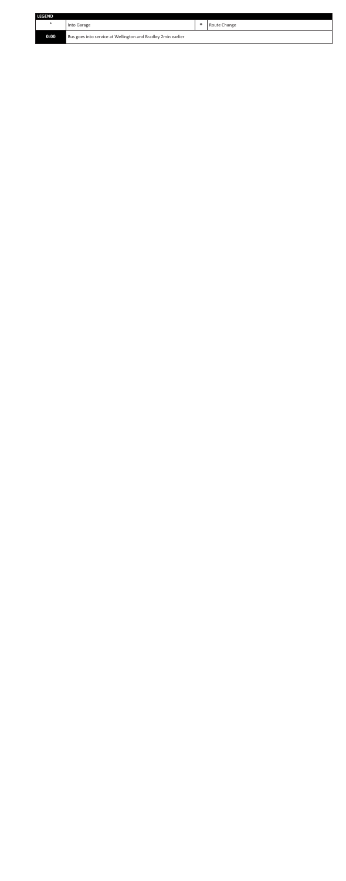| LEGEND | | | |
|---|---|---|---|
| * | Into Garage | + | Route Change |
| 0:00 | Bus goes into service at Wellington and Bradley 2min earlier | | |